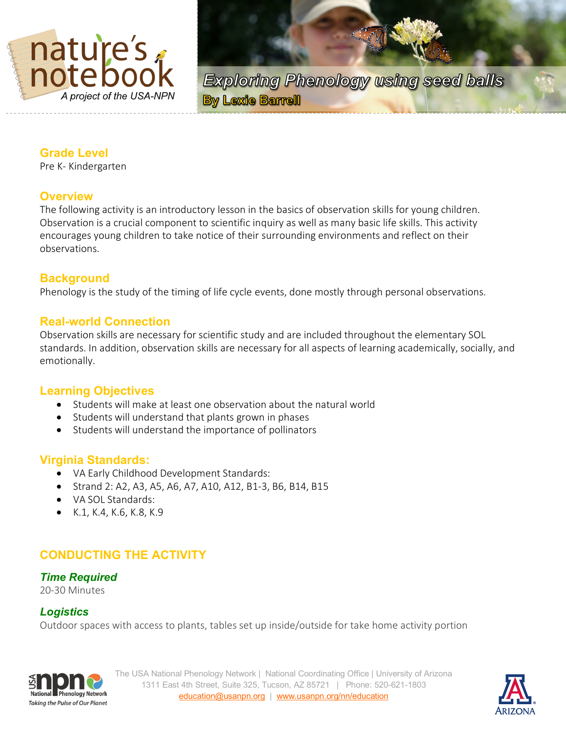# Exploring Phenology using seed balls

**By Lexie Barrell**

## Grade Level

Pre K- Kindergarten

## Overview

The following activity is an introductory lesson in the basics of observation skills for young children. Observation is a crucial component to scientific inquiry as well as many basic life skills. This activity encourages young children to take notice of their surrounding environments and reflect on their observations.

## Background

Phenology is the study of the timing of life cycle events, done mostly through personal observations.

## Real-world Connection

Observation skills are necessary for scientific study and are included throughout the elementary SOL standards. In addition, observation skills are necessary for all aspects of learning academically, socially, and emotionally.

## Learning Objectives

- Students will make at least one observation about the natural world
- Students will understand that plants grown in phases
- Students will understand the importance of pollinators

## Virginia Standards:

- VA Early Childhood Development Standards:
- Strand 2: A2, A3, A5, A6, A7, A10, A12, B1-3, B6, B14, B15
- VA SOL Standards:
- K.1, K.4, K.6, K.8, K.9

## CONDUCTING THE ACTIVITY

### *Time Required*

20-30 Minutes

### *Logistics*

Outdoor spaces with access to plants, tables set up inside/outside for take home activity portion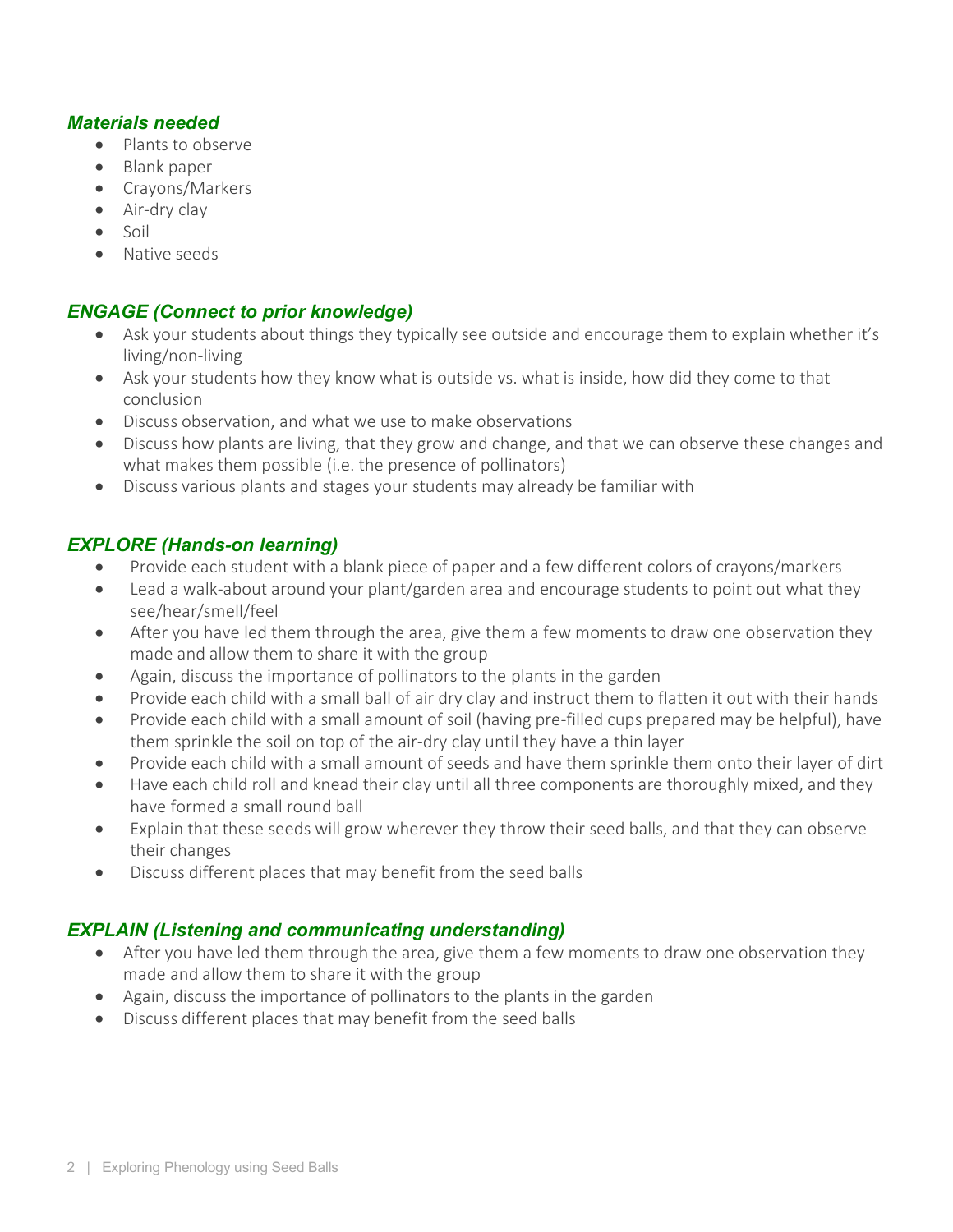### *Materials needed*

- Plants to observe
- Blank paper
- Crayons/Markers
- Air-dry clay
- Soil
- Native seeds

### *ENGAGE (Connect to prior knowledge)*

- Ask your students about things they typically see outside and encourage them to explain whether it's living/non-living
- Ask your students how they know what is outside vs. what is inside, how did they come to that conclusion
- Discuss observation, and what we use to make observations
- Discuss how plants are living, that they grow and change, and that we can observe these changes and what makes them possible (i.e. the presence of pollinators)
- Discuss various plants and stages your students may already be familiar with

### *EXPLORE (Hands-on learning)*

- Provide each student with a blank piece of paper and a few different colors of crayons/markers
- Lead a walk-about around your plant/garden area and encourage students to point out what they see/hear/smell/feel
- After you have led them through the area, give them a few moments to draw one observation they made and allow them to share it with the group
- Again, discuss the importance of pollinators to the plants in the garden
- Provide each child with a small ball of air dry clay and instruct them to flatten it out with their hands
- Provide each child with a small amount of soil (having pre-filled cups prepared may be helpful), have them sprinkle the soil on top of the air-dry clay until they have a thin layer
- Provide each child with a small amount of seeds and have them sprinkle them onto their layer of dirt
- Have each child roll and knead their clay until all three components are thoroughly mixed, and they have formed a small round ball
- Explain that these seeds will grow wherever they throw their seed balls, and that they can observe their changes
- Discuss different places that may benefit from the seed balls

### *EXPLAIN (Listening and communicating understanding)*

- After you have led them through the area, give them a few moments to draw one observation they made and allow them to share it with the group
- Again, discuss the importance of pollinators to the plants in the garden
- Discuss different places that may benefit from the seed balls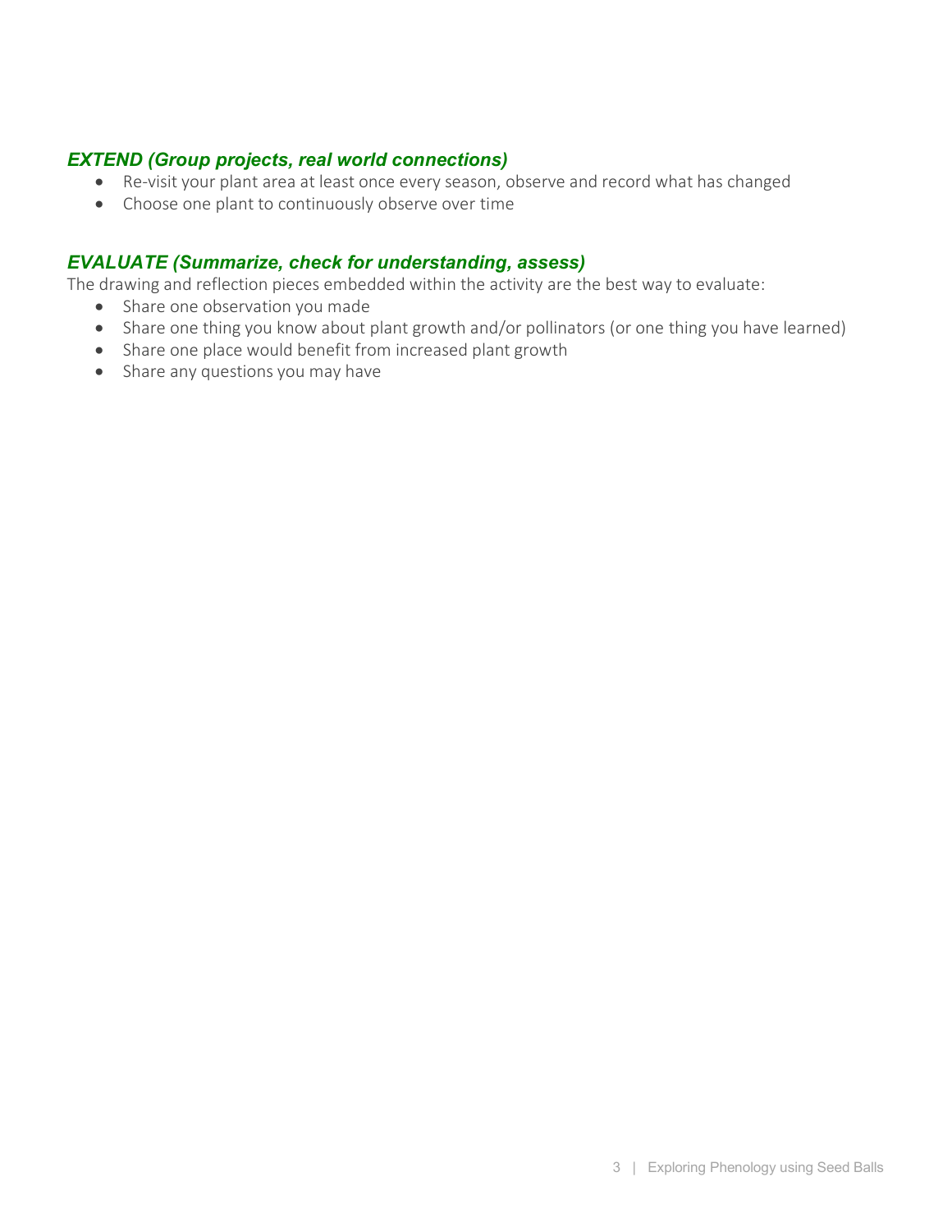### *EXTEND (Group projects, real world connections)*

- Re-visit your plant area at least once every season, observe and record what has changed
- Choose one plant to continuously observe over time

### *EVALUATE (Summarize, check for understanding, assess)*

The drawing and reflection pieces embedded within the activity are the best way to evaluate:

- Share one observation you made
- Share one thing you know about plant growth and/or pollinators (or one thing you have learned)
- Share one place would benefit from increased plant growth
- Share any questions you may have